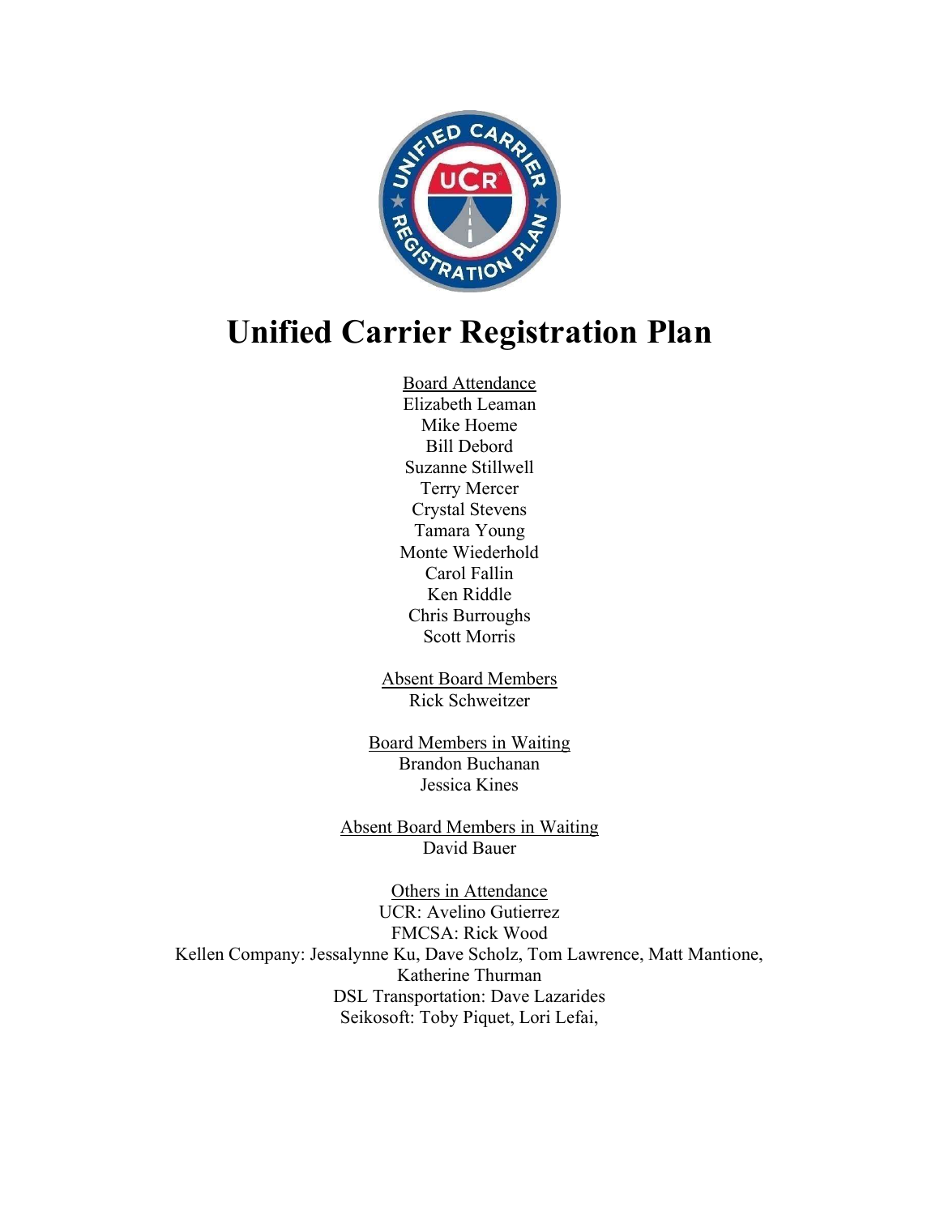# Unified Carrier Registration Plan

<u>Board Attendance</u>
Elizabeth Leaman
Mike Hoeme
Bill Debord
Suzanne Stillwell
Terry Mercer
Crystal Stevens
Tamara Young
Monte Wiederhold
Carol Fallin
Ken Riddle
Chris Burroughs
Scott Morris

<u>Absent Board Members</u>
Rick Schweitzer

<u>Board Members in Waiting</u>
Brandon Buchanan
Jessica Kines

<u>Absent Board Members in Waiting</u>
David Bauer

<u>Others in Attendance</u>
UCR: Avelino Gutierrez
FMCSA: Rick Wood
Kellen Company: Jessalynne Ku, Dave Scholz, Tom Lawrence, Matt Mantione, Katherine Thurman
DSL Transportation: Dave Lazarides
Seikosoft: Toby Piquet, Lori Lefai,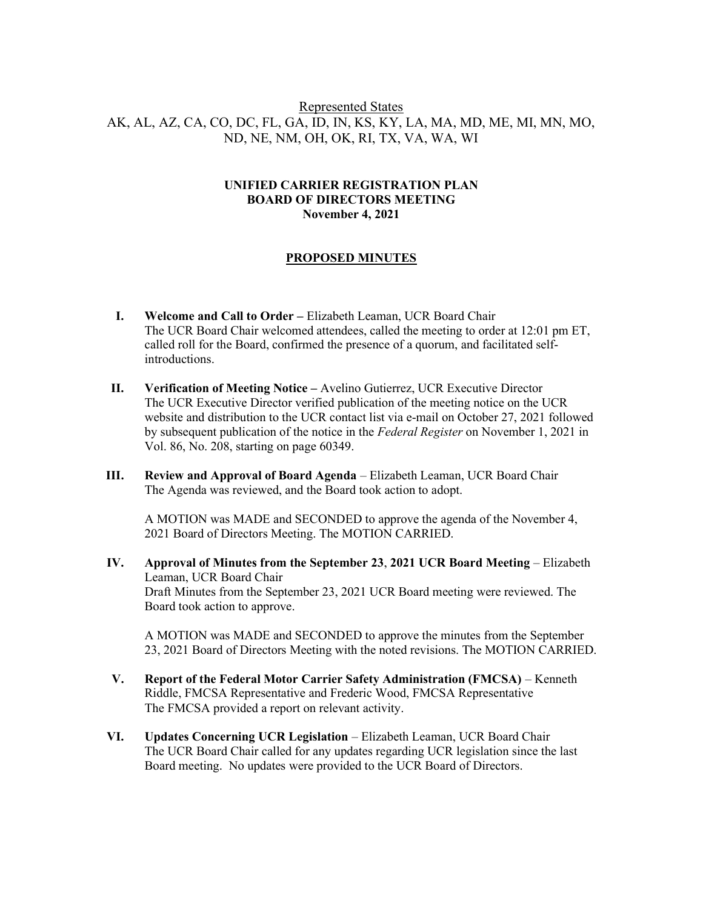<u>Represented States</u>

AK, AL, AZ, CA, CO, DC, FL, GA, ID, IN, KS, KY, LA, MA, MD, ME, MI, MN, MO, ND, NE, NM, OH, OK, RI, TX, VA, WA, WI

**UNIFIED CARRIER REGISTRATION PLAN**
**BOARD OF DIRECTORS MEETING**
**November 4, 2021**

**<u>PROPOSED MINUTES</u>**

**I. Welcome and Call to Order –** Elizabeth Leaman, UCR Board Chair
The UCR Board Chair welcomed attendees, called the meeting to order at 12:01 pm ET, called roll for the Board, confirmed the presence of a quorum, and facilitated self-introductions.

**II. Verification of Meeting Notice –** Avelino Gutierrez, UCR Executive Director
The UCR Executive Director verified publication of the meeting notice on the UCR website and distribution to the UCR contact list via e-mail on October 27, 2021 followed by subsequent publication of the notice in the *Federal Register* on November 1, 2021 in Vol. 86, No. 208, starting on page 60349.

**III. Review and Approval of Board Agenda** – Elizabeth Leaman, UCR Board Chair
The Agenda was reviewed, and the Board took action to adopt.

A MOTION was MADE and SECONDED to approve the agenda of the November 4, 2021 Board of Directors Meeting. The MOTION CARRIED.

**IV. Approval of Minutes from the September 23, 2021 UCR Board Meeting** – Elizabeth Leaman, UCR Board Chair
Draft Minutes from the September 23, 2021 UCR Board meeting were reviewed. The Board took action to approve.

A MOTION was MADE and SECONDED to approve the minutes from the September 23, 2021 Board of Directors Meeting with the noted revisions. The MOTION CARRIED.

**V. Report of the Federal Motor Carrier Safety Administration (FMCSA)** – Kenneth Riddle, FMCSA Representative and Frederic Wood, FMCSA Representative
The FMCSA provided a report on relevant activity.

**VI. Updates Concerning UCR Legislation** – Elizabeth Leaman, UCR Board Chair
The UCR Board Chair called for any updates regarding UCR legislation since the last Board meeting. No updates were provided to the UCR Board of Directors.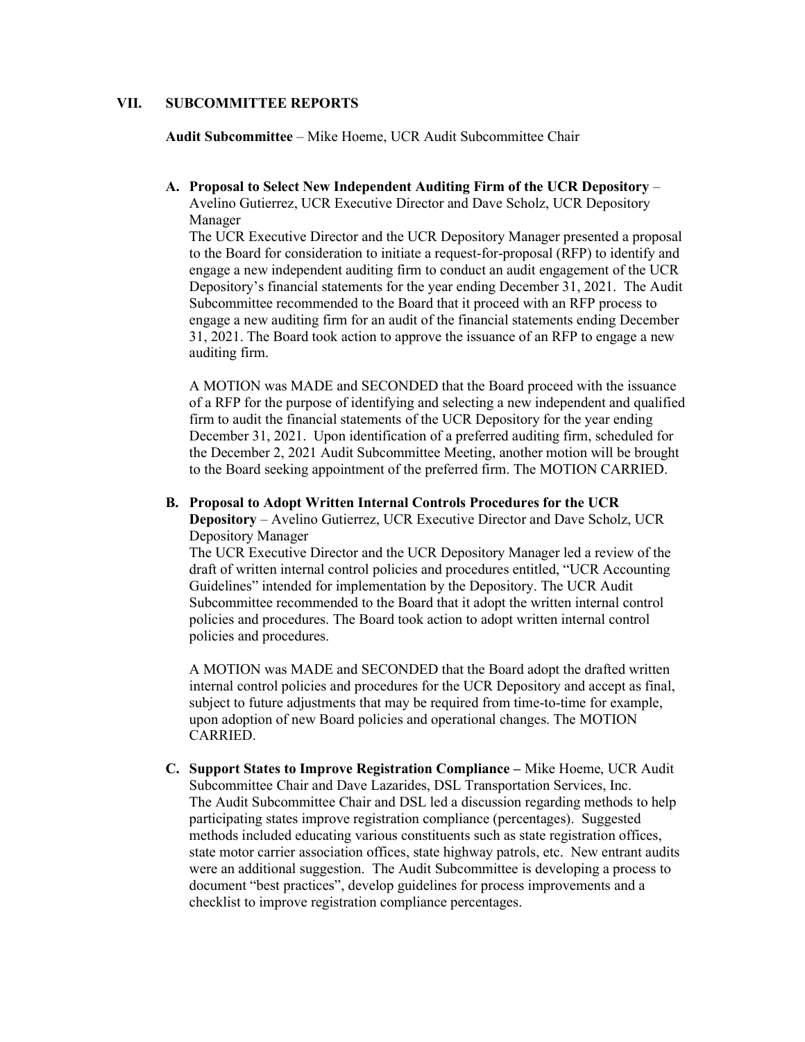## VII. SUBCOMMITTEE REPORTS

**Audit Subcommittee** – Mike Hoeme, UCR Audit Subcommittee Chair

**A. Proposal to Select New Independent Auditing Firm of the UCR Depository** – Avelino Gutierrez, UCR Executive Director and Dave Scholz, UCR Depository Manager

The UCR Executive Director and the UCR Depository Manager presented a proposal to the Board for consideration to initiate a request-for-proposal (RFP) to identify and engage a new independent auditing firm to conduct an audit engagement of the UCR Depository's financial statements for the year ending December 31, 2021. The Audit Subcommittee recommended to the Board that it proceed with an RFP process to engage a new auditing firm for an audit of the financial statements ending December 31, 2021. The Board took action to approve the issuance of an RFP to engage a new auditing firm.

A MOTION was MADE and SECONDED that the Board proceed with the issuance of a RFP for the purpose of identifying and selecting a new independent and qualified firm to audit the financial statements of the UCR Depository for the year ending December 31, 2021. Upon identification of a preferred auditing firm, scheduled for the December 2, 2021 Audit Subcommittee Meeting, another motion will be brought to the Board seeking appointment of the preferred firm. The MOTION CARRIED.

**B. Proposal to Adopt Written Internal Controls Procedures for the UCR Depository** – Avelino Gutierrez, UCR Executive Director and Dave Scholz, UCR Depository Manager

The UCR Executive Director and the UCR Depository Manager led a review of the draft of written internal control policies and procedures entitled, "UCR Accounting Guidelines" intended for implementation by the Depository. The UCR Audit Subcommittee recommended to the Board that it adopt the written internal control policies and procedures. The Board took action to adopt written internal control policies and procedures.

A MOTION was MADE and SECONDED that the Board adopt the drafted written internal control policies and procedures for the UCR Depository and accept as final, subject to future adjustments that may be required from time-to-time for example, upon adoption of new Board policies and operational changes. The MOTION CARRIED.

**C. Support States to Improve Registration Compliance –** Mike Hoeme, UCR Audit Subcommittee Chair and Dave Lazarides, DSL Transportation Services, Inc.

The Audit Subcommittee Chair and DSL led a discussion regarding methods to help participating states improve registration compliance (percentages). Suggested methods included educating various constituents such as state registration offices, state motor carrier association offices, state highway patrols, etc. New entrant audits were an additional suggestion. The Audit Subcommittee is developing a process to document "best practices", develop guidelines for process improvements and a checklist to improve registration compliance percentages.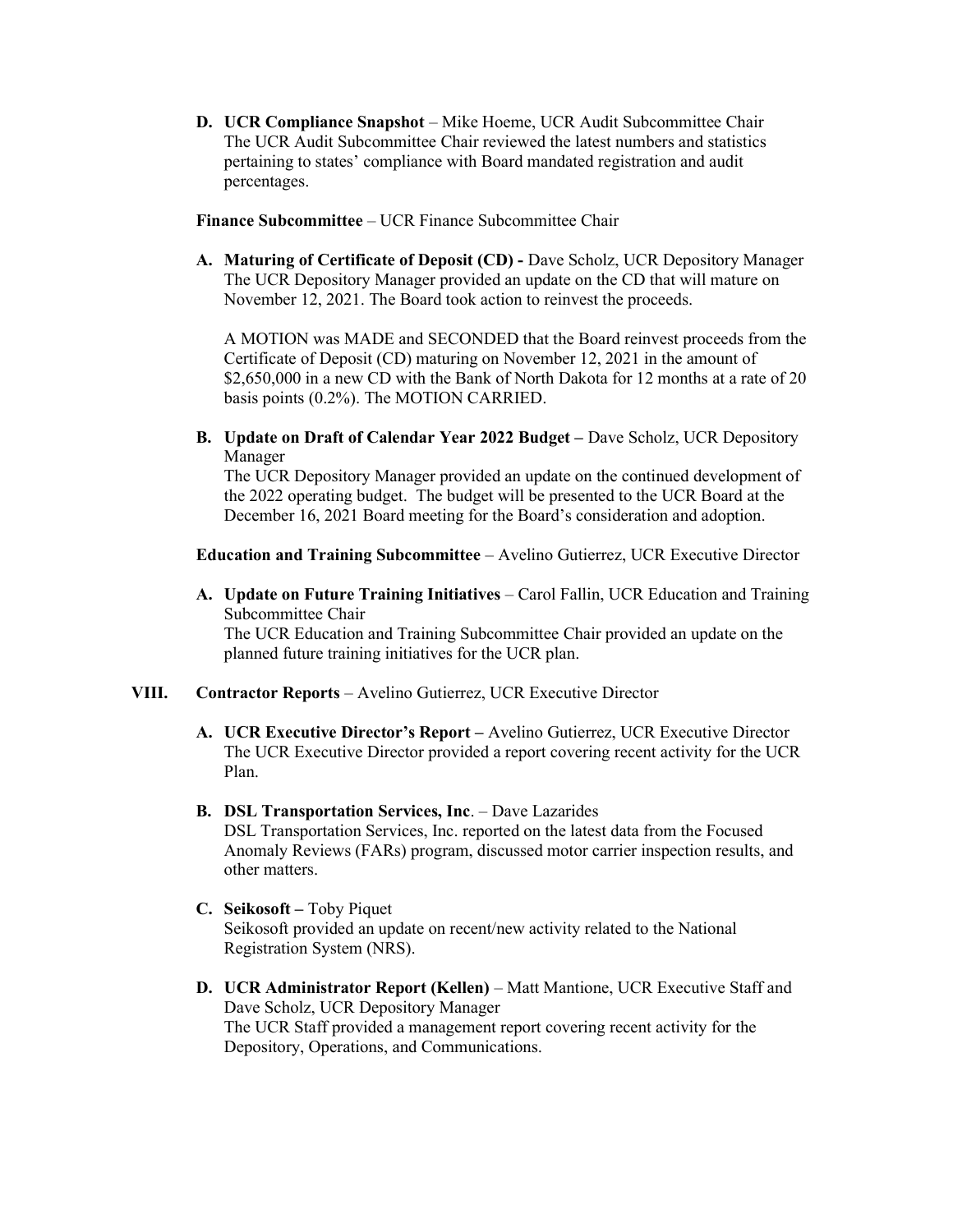**D. UCR Compliance Snapshot** – Mike Hoeme, UCR Audit Subcommittee Chair
The UCR Audit Subcommittee Chair reviewed the latest numbers and statistics pertaining to states' compliance with Board mandated registration and audit percentages.

**Finance Subcommittee** – UCR Finance Subcommittee Chair

**A. Maturing of Certificate of Deposit (CD) -** Dave Scholz, UCR Depository Manager
The UCR Depository Manager provided an update on the CD that will mature on November 12, 2021. The Board took action to reinvest the proceeds.

A MOTION was MADE and SECONDED that the Board reinvest proceeds from the Certificate of Deposit (CD) maturing on November 12, 2021 in the amount of $2,650,000 in a new CD with the Bank of North Dakota for 12 months at a rate of 20 basis points (0.2%). The MOTION CARRIED.

**B. Update on Draft of Calendar Year 2022 Budget –** Dave Scholz, UCR Depository Manager
The UCR Depository Manager provided an update on the continued development of the 2022 operating budget. The budget will be presented to the UCR Board at the December 16, 2021 Board meeting for the Board's consideration and adoption.

**Education and Training Subcommittee** – Avelino Gutierrez, UCR Executive Director

**A. Update on Future Training Initiatives** – Carol Fallin, UCR Education and Training Subcommittee Chair
The UCR Education and Training Subcommittee Chair provided an update on the planned future training initiatives for the UCR plan.

**VIII. Contractor Reports** – Avelino Gutierrez, UCR Executive Director

**A. UCR Executive Director's Report –** Avelino Gutierrez, UCR Executive Director
The UCR Executive Director provided a report covering recent activity for the UCR Plan.

**B. DSL Transportation Services, Inc**. – Dave Lazarides
DSL Transportation Services, Inc. reported on the latest data from the Focused Anomaly Reviews (FARs) program, discussed motor carrier inspection results, and other matters.

**C. Seikosoft –** Toby Piquet
Seikosoft provided an update on recent/new activity related to the National Registration System (NRS).

**D. UCR Administrator Report (Kellen)** – Matt Mantione, UCR Executive Staff and Dave Scholz, UCR Depository Manager
The UCR Staff provided a management report covering recent activity for the Depository, Operations, and Communications.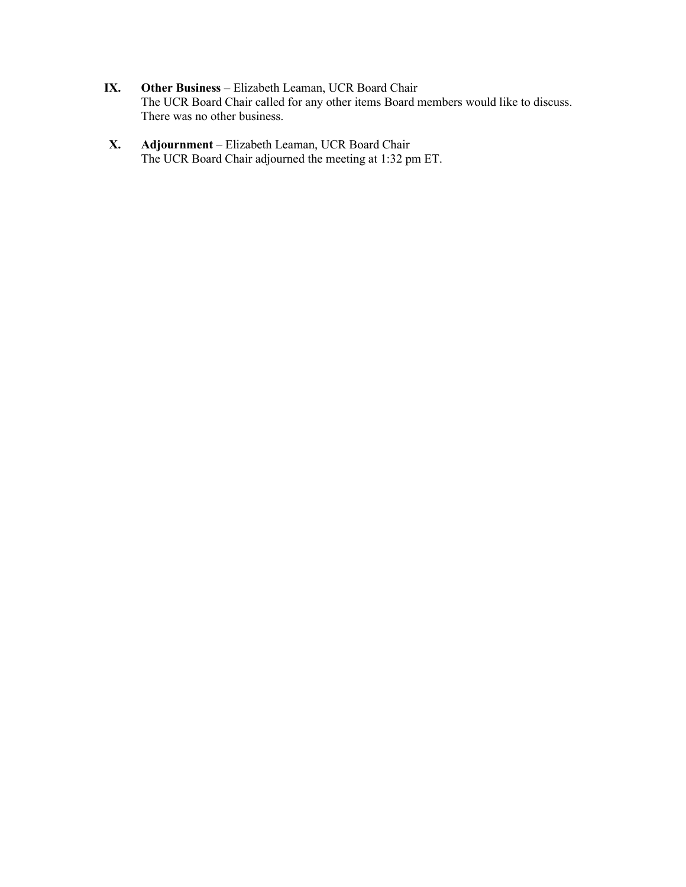**IX. Other Business** – Elizabeth Leaman, UCR Board Chair
The UCR Board Chair called for any other items Board members would like to discuss. There was no other business.

**X. Adjournment** – Elizabeth Leaman, UCR Board Chair
The UCR Board Chair adjourned the meeting at 1:32 pm ET.